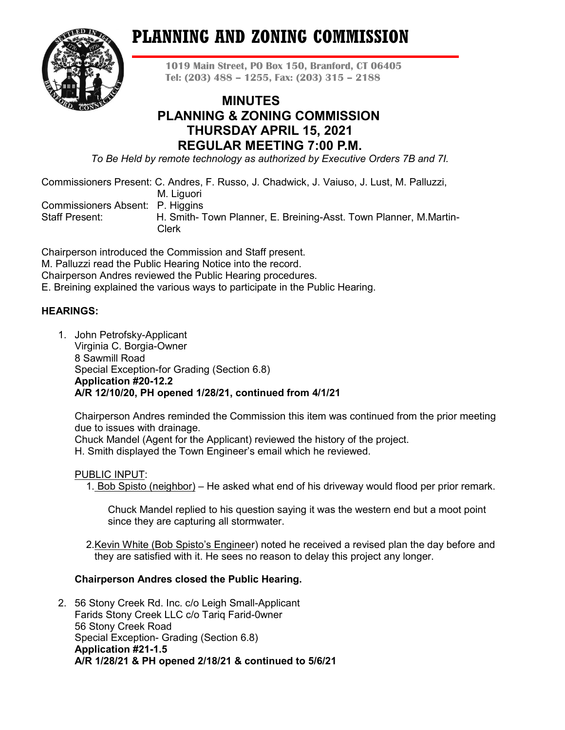# PLANNING AND ZONING COMMISSION

**1019 Main Street, PO Box 150, Branford, CT 06405**
**Tel: (203) 488 – 1255, Fax: (203) 315 – 2188**

## MINUTES
## PLANNING & ZONING COMMISSION
## THURSDAY APRIL 15, 2021
## REGULAR MEETING 7:00 P.M.

*To Be Held by remote technology as authorized by Executive Orders 7B and 7I.*

Commissioners Present: C. Andres, F. Russo, J. Chadwick, J. Vaiuso, J. Lust, M. Palluzzi, M. Liguori
Commissioners Absent: P. Higgins
Staff Present: H. Smith- Town Planner, E. Breining-Asst. Town Planner, M.Martin-Clerk

Chairperson introduced the Commission and Staff present.
M. Palluzzi read the Public Hearing Notice into the record.
Chairperson Andres reviewed the Public Hearing procedures.
E. Breining explained the various ways to participate in the Public Hearing.

**HEARINGS:**

1. John Petrofsky-Applicant
   Virginia C. Borgia-Owner
   8 Sawmill Road
   Special Exception-for Grading (Section 6.8)
   **Application #20-12.2**
   **A/R 12/10/20, PH opened 1/28/21, continued from 4/1/21**

   Chairperson Andres reminded the Commission this item was continued from the prior meeting due to issues with drainage.
   Chuck Mandel (Agent for the Applicant) reviewed the history of the project.
   H. Smith displayed the Town Engineer's email which he reviewed.

   PUBLIC INPUT:

   1. Bob Spisto (neighbor) – He asked what end of his driveway would flood per prior remark.

      Chuck Mandel replied to his question saying it was the western end but a moot point since they are capturing all stormwater.

   2. Kevin White (Bob Spisto's Engineer) noted he received a revised plan the day before and they are satisfied with it. He sees no reason to delay this project any longer.

   **Chairperson Andres closed the Public Hearing.**

2. 56 Stony Creek Rd. Inc. c/o Leigh Small-Applicant
   Farids Stony Creek LLC c/o Tariq Farid-0wner
   56 Stony Creek Road
   Special Exception- Grading (Section 6.8)
   **Application #21-1.5**
   **A/R 1/28/21 & PH opened 2/18/21 & continued to 5/6/21**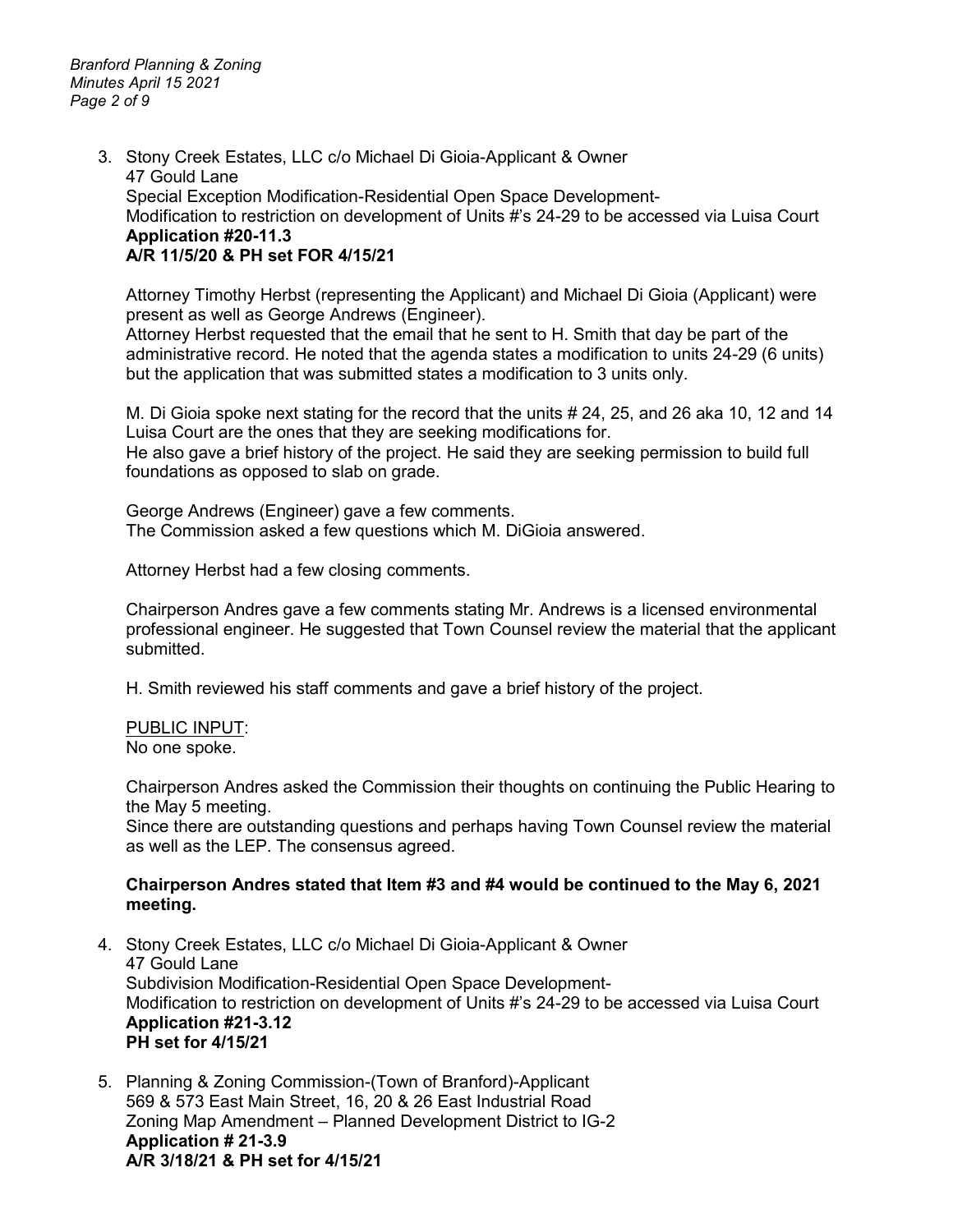3. Stony Creek Estates, LLC c/o Michael Di Gioia-Applicant & Owner
   47 Gould Lane
   Special Exception Modification-Residential Open Space Development-
   Modification to restriction on development of Units #'s 24-29 to be accessed via Luisa Court
   **Application #20-11.3**
   **A/R 11/5/20 & PH set FOR 4/15/21**

   Attorney Timothy Herbst (representing the Applicant) and Michael Di Gioia (Applicant) were present as well as George Andrews (Engineer).
   Attorney Herbst requested that the email that he sent to H. Smith that day be part of the administrative record. He noted that the agenda states a modification to units 24-29 (6 units) but the application that was submitted states a modification to 3 units only.

   M. Di Gioia spoke next stating for the record that the units # 24, 25, and 26 aka 10, 12 and 14 Luisa Court are the ones that they are seeking modifications for.
   He also gave a brief history of the project. He said they are seeking permission to build full foundations as opposed to slab on grade.

   George Andrews (Engineer) gave a few comments.
   The Commission asked a few questions which M. DiGioia answered.

   Attorney Herbst had a few closing comments.

   Chairperson Andres gave a few comments stating Mr. Andrews is a licensed environmental professional engineer. He suggested that Town Counsel review the material that the applicant submitted.

   H. Smith reviewed his staff comments and gave a brief history of the project.

   PUBLIC INPUT:
   No one spoke.

   Chairperson Andres asked the Commission their thoughts on continuing the Public Hearing to the May 5 meeting.
   Since there are outstanding questions and perhaps having Town Counsel review the material as well as the LEP. The consensus agreed.

   **Chairperson Andres stated that Item #3 and #4 would be continued to the May 6, 2021 meeting.**

4. Stony Creek Estates, LLC c/o Michael Di Gioia-Applicant & Owner
   47 Gould Lane
   Subdivision Modification-Residential Open Space Development-
   Modification to restriction on development of Units #'s 24-29 to be accessed via Luisa Court
   **Application #21-3.12**
   **PH set for 4/15/21**

5. Planning & Zoning Commission-(Town of Branford)-Applicant
   569 & 573 East Main Street, 16, 20 & 26 East Industrial Road
   Zoning Map Amendment – Planned Development District to IG-2
   **Application # 21-3.9**
   **A/R 3/18/21 & PH set for 4/15/21**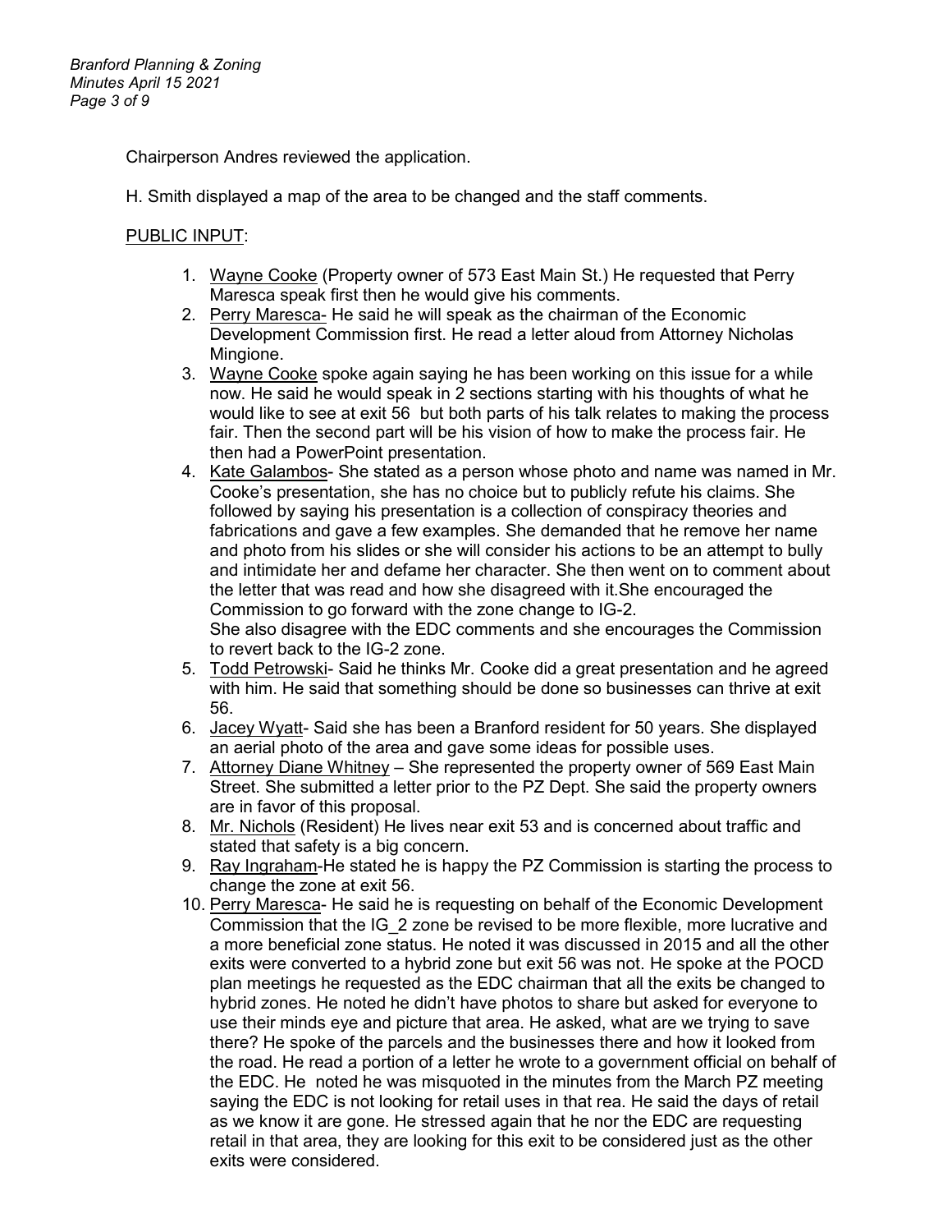Chairperson Andres reviewed the application.

H. Smith displayed a map of the area to be changed and the staff comments.

PUBLIC INPUT:

1. Wayne Cooke (Property owner of 573 East Main St.) He requested that Perry Maresca speak first then he would give his comments.
2. Perry Maresca- He said he will speak as the chairman of the Economic Development Commission first. He read a letter aloud from Attorney Nicholas Mingione.
3. Wayne Cooke spoke again saying he has been working on this issue for a while now. He said he would speak in 2 sections starting with his thoughts of what he would like to see at exit 56 but both parts of his talk relates to making the process fair. Then the second part will be his vision of how to make the process fair. He then had a PowerPoint presentation.
4. Kate Galambos- She stated as a person whose photo and name was named in Mr. Cooke's presentation, she has no choice but to publicly refute his claims. She followed by saying his presentation is a collection of conspiracy theories and fabrications and gave a few examples. She demanded that he remove her name and photo from his slides or she will consider his actions to be an attempt to bully and intimidate her and defame her character. She then went on to comment about the letter that was read and how she disagreed with it.She encouraged the Commission to go forward with the zone change to IG-2.
   She also disagree with the EDC comments and she encourages the Commission to revert back to the IG-2 zone.
5. Todd Petrowski- Said he thinks Mr. Cooke did a great presentation and he agreed with him. He said that something should be done so businesses can thrive at exit 56.
6. Jacey Wyatt- Said she has been a Branford resident for 50 years. She displayed an aerial photo of the area and gave some ideas for possible uses.
7. Attorney Diane Whitney – She represented the property owner of 569 East Main Street. She submitted a letter prior to the PZ Dept. She said the property owners are in favor of this proposal.
8. Mr. Nichols (Resident) He lives near exit 53 and is concerned about traffic and stated that safety is a big concern.
9. Ray Ingraham-He stated he is happy the PZ Commission is starting the process to change the zone at exit 56.
10. Perry Maresca- He said he is requesting on behalf of the Economic Development Commission that the IG_2 zone be revised to be more flexible, more lucrative and a more beneficial zone status. He noted it was discussed in 2015 and all the other exits were converted to a hybrid zone but exit 56 was not. He spoke at the POCD plan meetings he requested as the EDC chairman that all the exits be changed to hybrid zones. He noted he didn't have photos to share but asked for everyone to use their minds eye and picture that area. He asked, what are we trying to save there? He spoke of the parcels and the businesses there and how it looked from the road. He read a portion of a letter he wrote to a government official on behalf of the EDC. He noted he was misquoted in the minutes from the March PZ meeting saying the EDC is not looking for retail uses in that rea. He said the days of retail as we know it are gone. He stressed again that he nor the EDC are requesting retail in that area, they are looking for this exit to be considered just as the other exits were considered.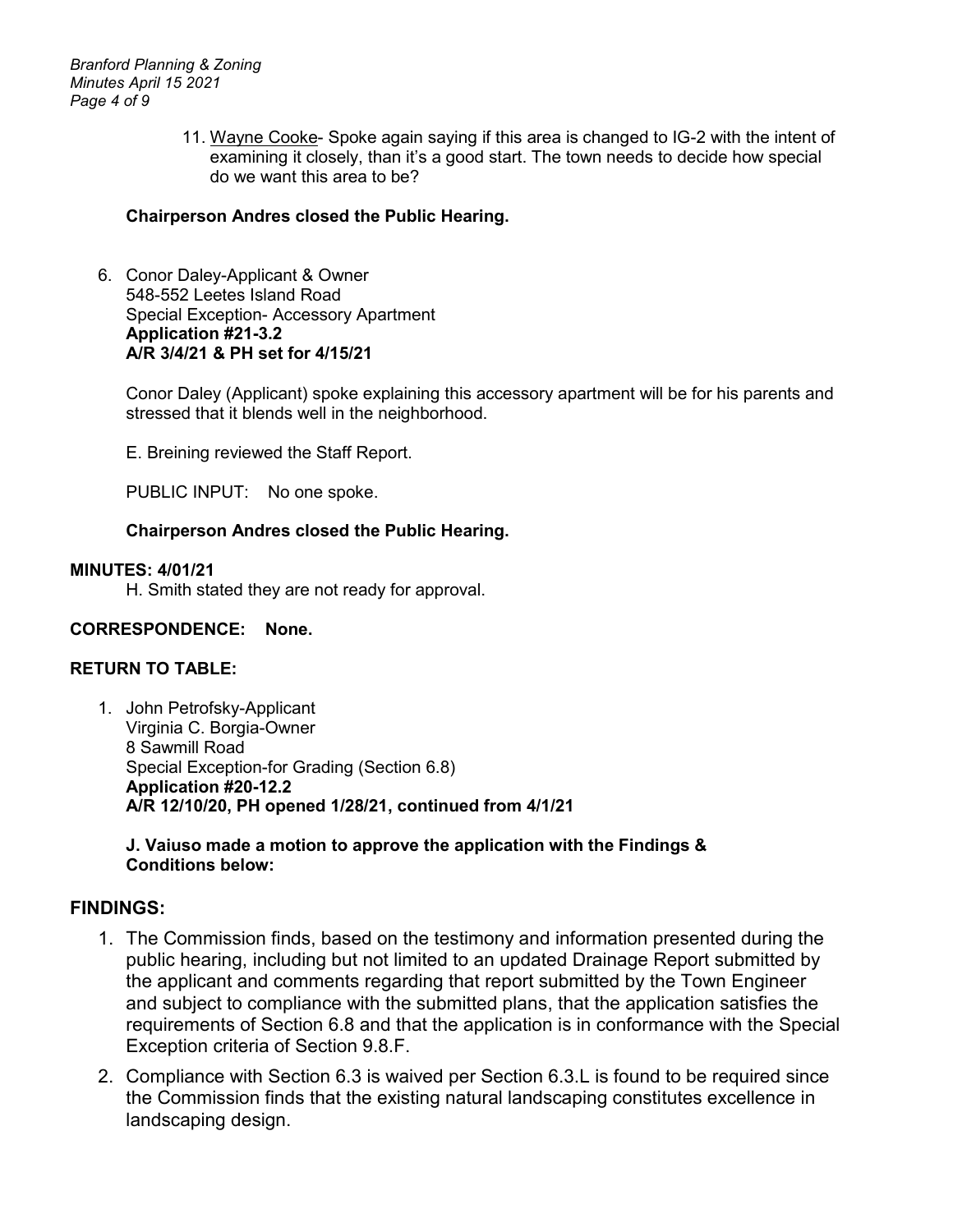11. Wayne Cooke- Spoke again saying if this area is changed to IG-2 with the intent of examining it closely, than it's a good start. The town needs to decide how special do we want this area to be?

**Chairperson Andres closed the Public Hearing.**

6. Conor Daley-Applicant & Owner
   548-552 Leetes Island Road
   Special Exception- Accessory Apartment
   **Application #21-3.2**
   **A/R 3/4/21 & PH set for 4/15/21**

   Conor Daley (Applicant) spoke explaining this accessory apartment will be for his parents and stressed that it blends well in the neighborhood.

   E. Breining reviewed the Staff Report.

   PUBLIC INPUT: No one spoke.

   **Chairperson Andres closed the Public Hearing.**

**MINUTES: 4/01/21**

H. Smith stated they are not ready for approval.

**CORRESPONDENCE: None.**

**RETURN TO TABLE:**

1. John Petrofsky-Applicant
   Virginia C. Borgia-Owner
   8 Sawmill Road
   Special Exception-for Grading (Section 6.8)
   **Application #20-12.2**
   **A/R 12/10/20, PH opened 1/28/21, continued from 4/1/21**

   **J. Vaiuso made a motion to approve the application with the Findings & Conditions below:**

## FINDINGS:

1. The Commission finds, based on the testimony and information presented during the public hearing, including but not limited to an updated Drainage Report submitted by the applicant and comments regarding that report submitted by the Town Engineer and subject to compliance with the submitted plans, that the application satisfies the requirements of Section 6.8 and that the application is in conformance with the Special Exception criteria of Section 9.8.F.
2. Compliance with Section 6.3 is waived per Section 6.3.L is found to be required since the Commission finds that the existing natural landscaping constitutes excellence in landscaping design.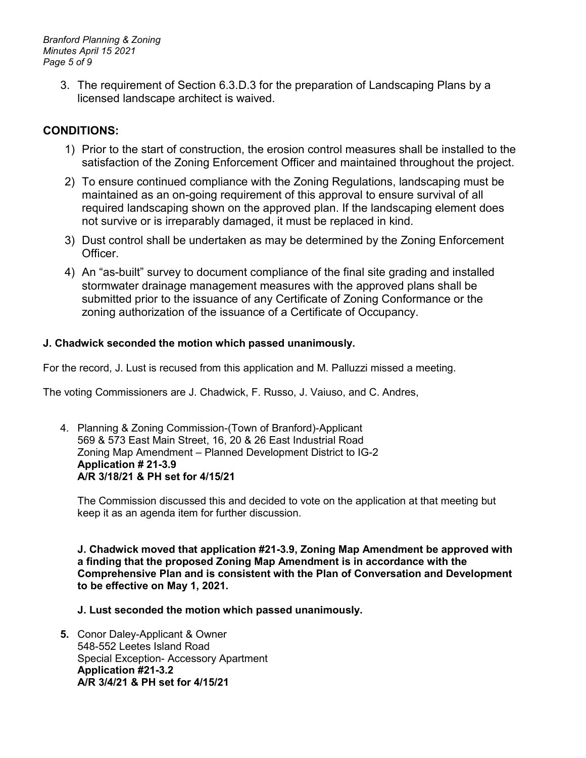3. The requirement of Section 6.3.D.3 for the preparation of Landscaping Plans by a licensed landscape architect is waived.

## CONDITIONS:

1) Prior to the start of construction, the erosion control measures shall be installed to the satisfaction of the Zoning Enforcement Officer and maintained throughout the project.
2) To ensure continued compliance with the Zoning Regulations, landscaping must be maintained as an on-going requirement of this approval to ensure survival of all required landscaping shown on the approved plan. If the landscaping element does not survive or is irreparably damaged, it must be replaced in kind.
3) Dust control shall be undertaken as may be determined by the Zoning Enforcement Officer.
4) An "as-built" survey to document compliance of the final site grading and installed stormwater drainage management measures with the approved plans shall be submitted prior to the issuance of any Certificate of Zoning Conformance or the zoning authorization of the issuance of a Certificate of Occupancy.

**J. Chadwick seconded the motion which passed unanimously.**

For the record, J. Lust is recused from this application and M. Palluzzi missed a meeting.

The voting Commissioners are J. Chadwick, F. Russo, J. Vaiuso, and C. Andres,

4. Planning & Zoning Commission-(Town of Branford)-Applicant
   569 & 573 East Main Street, 16, 20 & 26 East Industrial Road
   Zoning Map Amendment – Planned Development District to IG-2
   **Application # 21-3.9**
   **A/R 3/18/21 & PH set for 4/15/21**

   The Commission discussed this and decided to vote on the application at that meeting but keep it as an agenda item for further discussion.

   **J. Chadwick moved that application #21-3.9, Zoning Map Amendment be approved with a finding that the proposed Zoning Map Amendment is in accordance with the Comprehensive Plan and is consistent with the Plan of Conversation and Development to be effective on May 1, 2021.**

   **J. Lust seconded the motion which passed unanimously.**

**5.** Conor Daley-Applicant & Owner
   548-552 Leetes Island Road
   Special Exception- Accessory Apartment
   **Application #21-3.2**
   **A/R 3/4/21 & PH set for 4/15/21**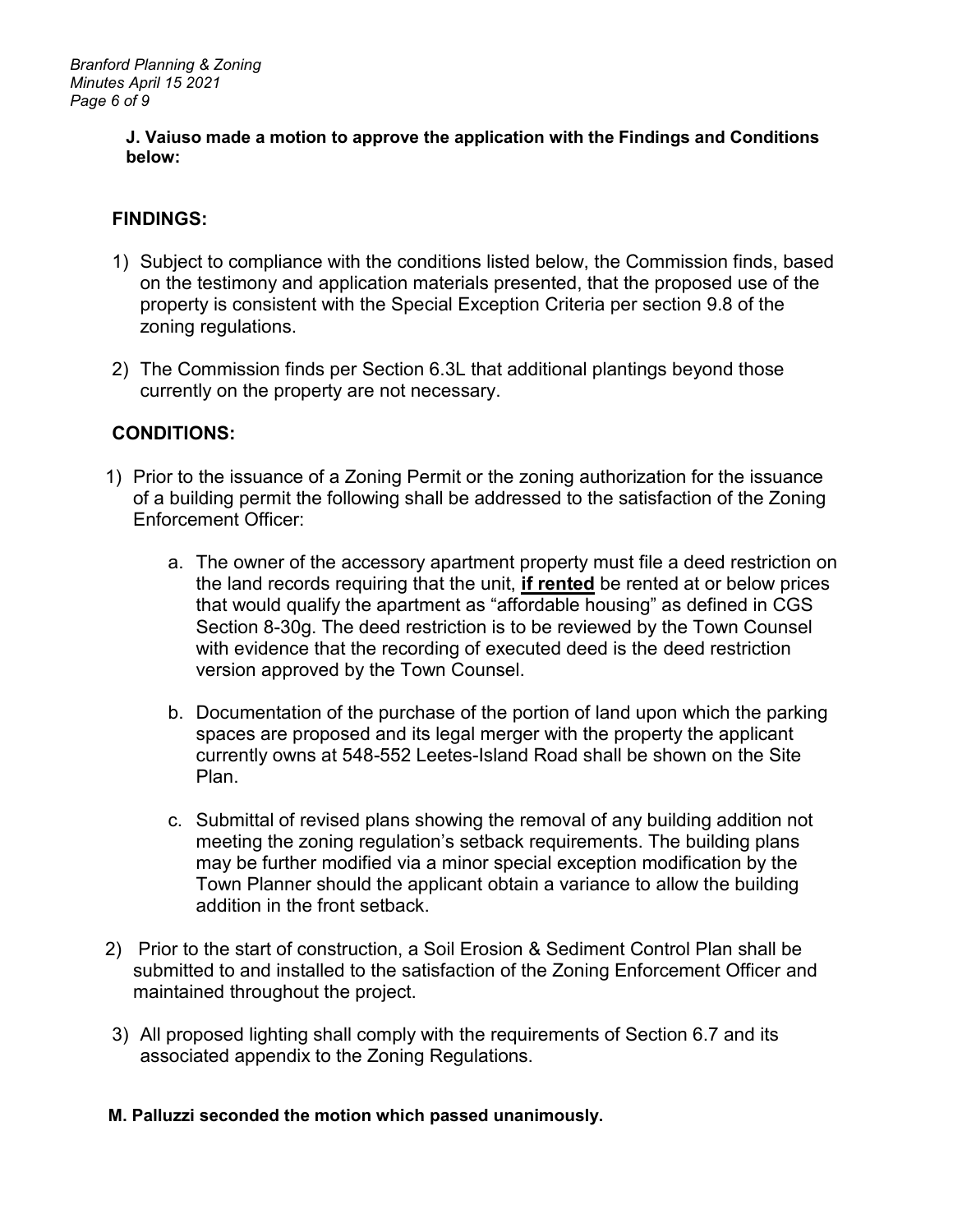**J. Vaiuso made a motion to approve the application with the Findings and Conditions below:**

**FINDINGS:**

1) Subject to compliance with the conditions listed below, the Commission finds, based on the testimony and application materials presented, that the proposed use of the property is consistent with the Special Exception Criteria per section 9.8 of the zoning regulations.

2) The Commission finds per Section 6.3L that additional plantings beyond those currently on the property are not necessary.

**CONDITIONS:**

1) Prior to the issuance of a Zoning Permit or the zoning authorization for the issuance of a building permit the following shall be addressed to the satisfaction of the Zoning Enforcement Officer:

   a. The owner of the accessory apartment property must file a deed restriction on the land records requiring that the unit, <u>**if rented**</u> be rented at or below prices that would qualify the apartment as "affordable housing" as defined in CGS Section 8-30g. The deed restriction is to be reviewed by the Town Counsel with evidence that the recording of executed deed is the deed restriction version approved by the Town Counsel.

   b. Documentation of the purchase of the portion of land upon which the parking spaces are proposed and its legal merger with the property the applicant currently owns at 548-552 Leetes-Island Road shall be shown on the Site Plan.

   c. Submittal of revised plans showing the removal of any building addition not meeting the zoning regulation's setback requirements. The building plans may be further modified via a minor special exception modification by the Town Planner should the applicant obtain a variance to allow the building addition in the front setback.

2) Prior to the start of construction, a Soil Erosion & Sediment Control Plan shall be submitted to and installed to the satisfaction of the Zoning Enforcement Officer and maintained throughout the project.

3) All proposed lighting shall comply with the requirements of Section 6.7 and its associated appendix to the Zoning Regulations.

**M. Palluzzi seconded the motion which passed unanimously.**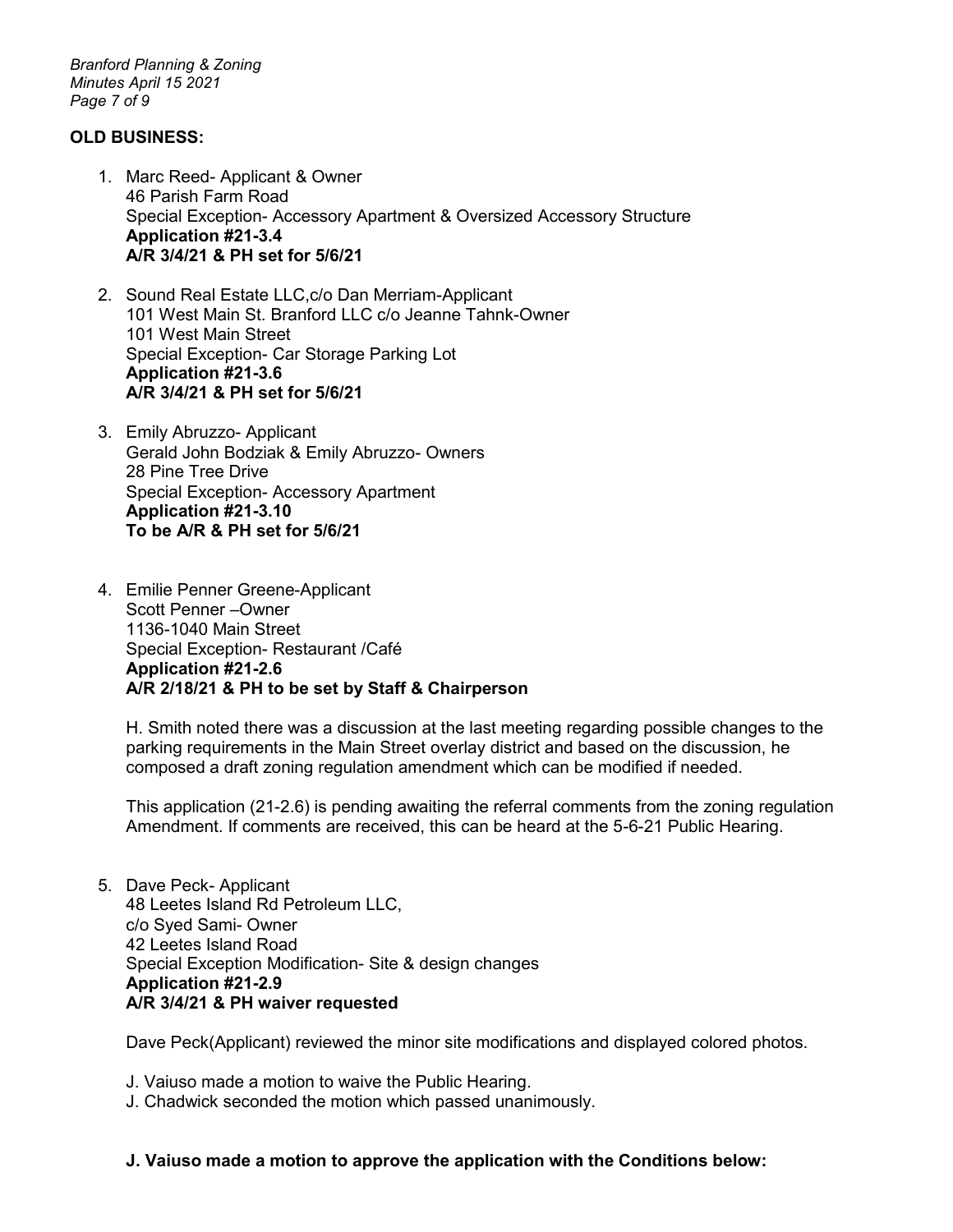**OLD BUSINESS:**

1. Marc Reed- Applicant & Owner
   46 Parish Farm Road
   Special Exception- Accessory Apartment & Oversized Accessory Structure
   **Application #21-3.4**
   **A/R 3/4/21 & PH set for 5/6/21**

2. Sound Real Estate LLC,c/o Dan Merriam-Applicant
   101 West Main St. Branford LLC c/o Jeanne Tahnk-Owner
   101 West Main Street
   Special Exception- Car Storage Parking Lot
   **Application #21-3.6**
   **A/R 3/4/21 & PH set for 5/6/21**

3. Emily Abruzzo- Applicant
   Gerald John Bodziak & Emily Abruzzo- Owners
   28 Pine Tree Drive
   Special Exception- Accessory Apartment
   **Application #21-3.10**
   **To be A/R & PH set for 5/6/21**

4. Emilie Penner Greene-Applicant
   Scott Penner –Owner
   1136-1040 Main Street
   Special Exception- Restaurant /Café
   **Application #21-2.6**
   **A/R 2/18/21 & PH to be set by Staff & Chairperson**

   H. Smith noted there was a discussion at the last meeting regarding possible changes to the parking requirements in the Main Street overlay district and based on the discussion, he composed a draft zoning regulation amendment which can be modified if needed.

   This application (21-2.6) is pending awaiting the referral comments from the zoning regulation Amendment. If comments are received, this can be heard at the 5-6-21 Public Hearing.

5. Dave Peck- Applicant
   48 Leetes Island Rd Petroleum LLC,
   c/o Syed Sami- Owner
   42 Leetes Island Road
   Special Exception Modification- Site & design changes
   **Application #21-2.9**
   **A/R 3/4/21 & PH waiver requested**

   Dave Peck(Applicant) reviewed the minor site modifications and displayed colored photos.

   J. Vaiuso made a motion to waive the Public Hearing.
   J. Chadwick seconded the motion which passed unanimously.

   **J. Vaiuso made a motion to approve the application with the Conditions below:**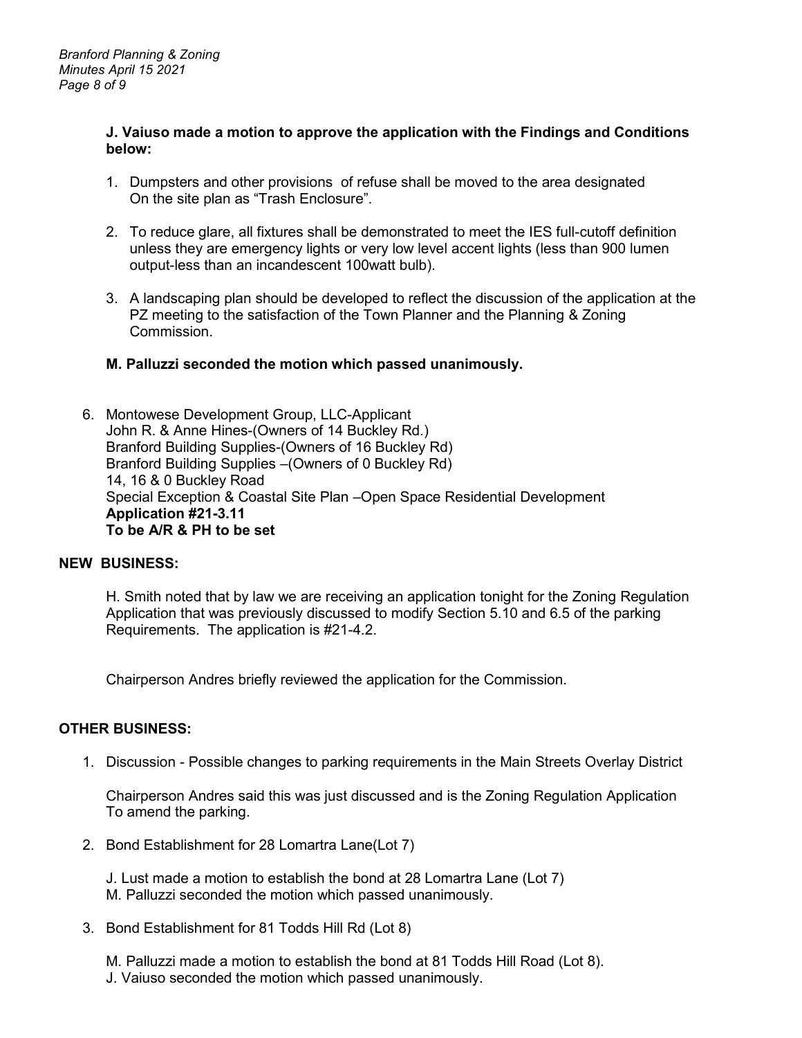**J. Vaiuso made a motion to approve the application with the Findings and Conditions below:**

1. Dumpsters and other provisions of refuse shall be moved to the area designated On the site plan as "Trash Enclosure".

2. To reduce glare, all fixtures shall be demonstrated to meet the IES full-cutoff definition unless they are emergency lights or very low level accent lights (less than 900 lumen output-less than an incandescent 100watt bulb).

3. A landscaping plan should be developed to reflect the discussion of the application at the PZ meeting to the satisfaction of the Town Planner and the Planning & Zoning Commission.

**M. Palluzzi seconded the motion which passed unanimously.**

6. Montowese Development Group, LLC-Applicant
   John R. & Anne Hines-(Owners of 14 Buckley Rd.)
   Branford Building Supplies-(Owners of 16 Buckley Rd)
   Branford Building Supplies –(Owners of 0 Buckley Rd)
   14, 16 & 0 Buckley Road
   Special Exception & Coastal Site Plan –Open Space Residential Development
   **Application #21-3.11**
   **To be A/R & PH to be set**

## NEW BUSINESS:

H. Smith noted that by law we are receiving an application tonight for the Zoning Regulation Application that was previously discussed to modify Section 5.10 and 6.5 of the parking Requirements. The application is #21-4.2.

Chairperson Andres briefly reviewed the application for the Commission.

## OTHER BUSINESS:

1. Discussion - Possible changes to parking requirements in the Main Streets Overlay District

   Chairperson Andres said this was just discussed and is the Zoning Regulation Application To amend the parking.

2. Bond Establishment for 28 Lomartra Lane(Lot 7)

   J. Lust made a motion to establish the bond at 28 Lomartra Lane (Lot 7)
   M. Palluzzi seconded the motion which passed unanimously.

3. Bond Establishment for 81 Todds Hill Rd (Lot 8)

   M. Palluzzi made a motion to establish the bond at 81 Todds Hill Road (Lot 8).
   J. Vaiuso seconded the motion which passed unanimously.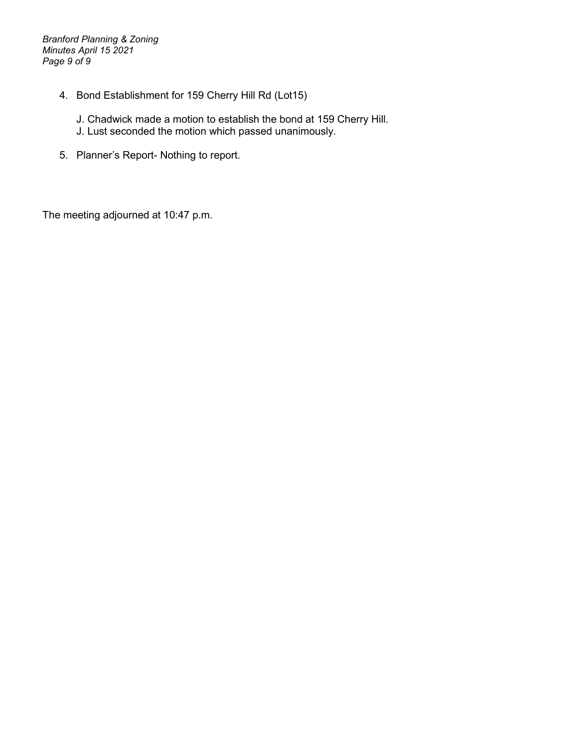4. Bond Establishment for 159 Cherry Hill Rd (Lot15)

   J. Chadwick made a motion to establish the bond at 159 Cherry Hill.
   J. Lust seconded the motion which passed unanimously.

5. Planner's Report- Nothing to report.

The meeting adjourned at 10:47 p.m.